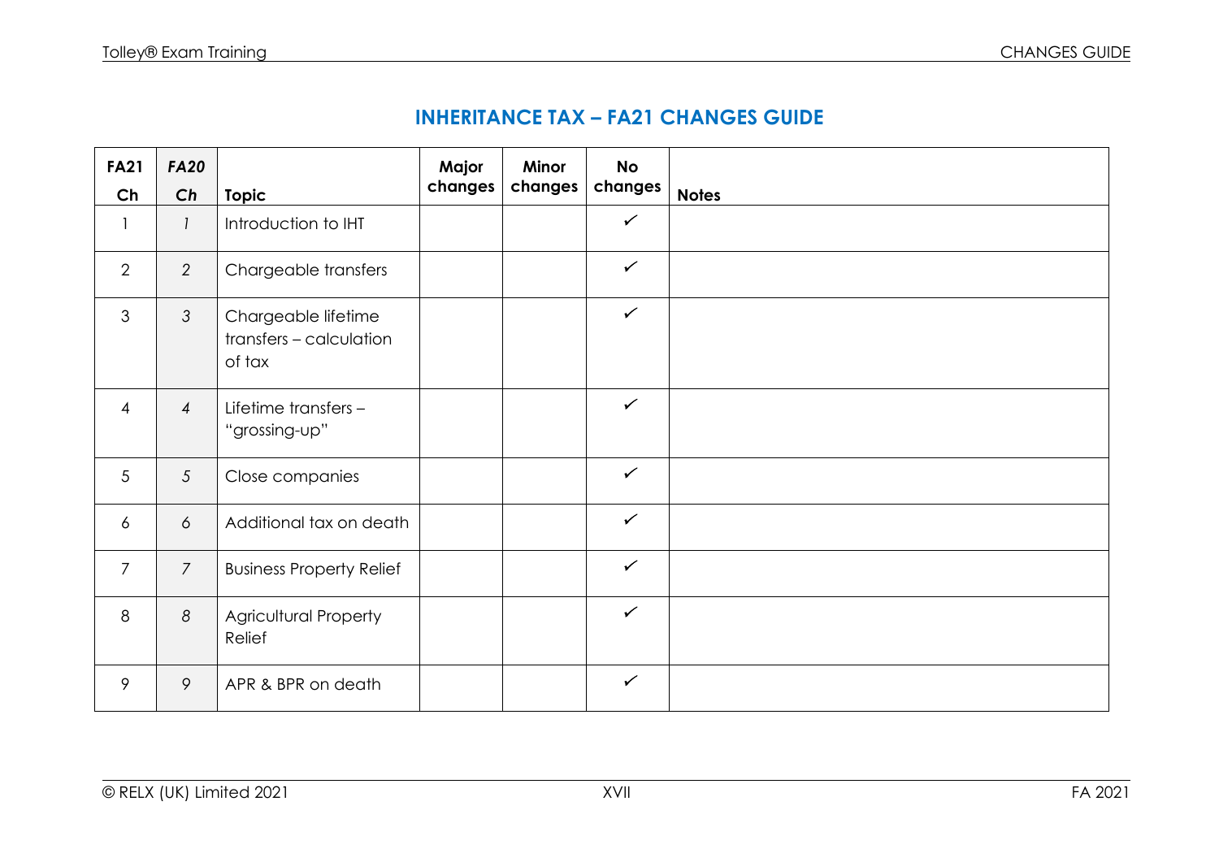## INHERITANCE TAX – FA21 CHANGES GUIDE

| FA21 Ch | *FA20 Ch* | Topic | Major changes | Minor changes | No changes | Notes |
|---|---|---|---|---|---|---|
| 1 | *1* | Introduction to IHT | | | ✓ | |
| 2 | *2* | Chargeable transfers | | | ✓ | |
| 3 | *3* | Chargeable lifetime transfers – calculation of tax | | | ✓ | |
| 4 | *4* | Lifetime transfers – "grossing-up" | | | ✓ | |
| 5 | *5* | Close companies | | | ✓ | |
| 6 | *6* | Additional tax on death | | | ✓ | |
| 7 | *7* | Business Property Relief | | | ✓ | |
| 8 | *8* | Agricultural Property Relief | | | ✓ | |
| 9 | *9* | APR & BPR on death | | | ✓ | |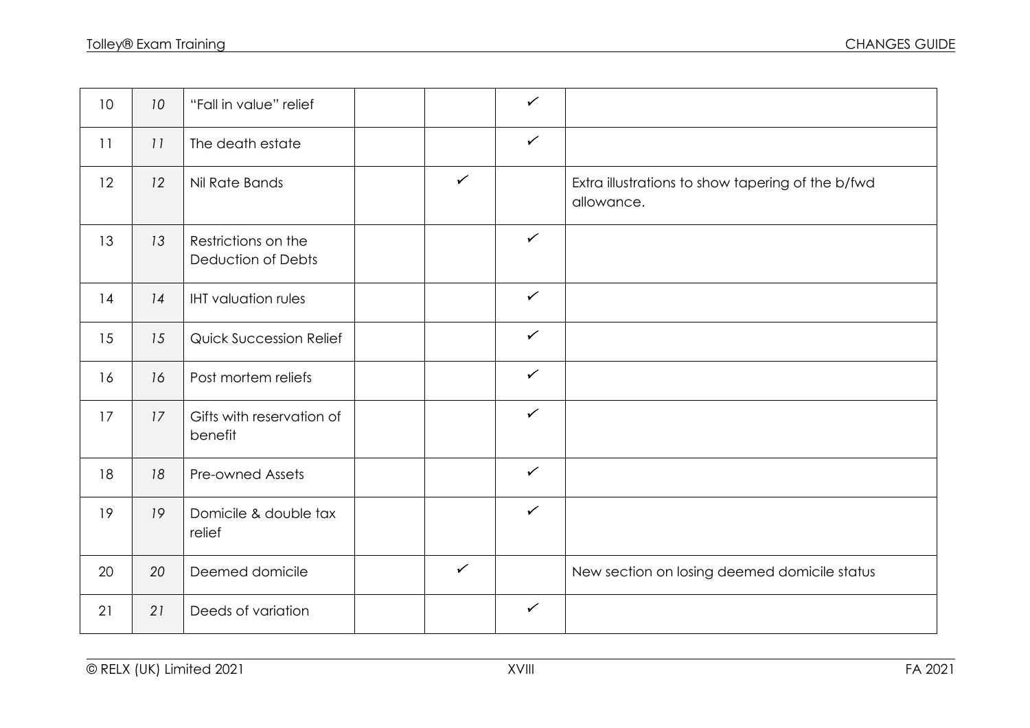| | | | | | | |
|---|---|---|---|---|---|---|
| 10 | *10* | "Fall in value" relief | | | ✓ | |
| 11 | *11* | The death estate | | | ✓ | |
| 12 | *12* | Nil Rate Bands | | ✓ | | Extra illustrations to show tapering of the b/fwd allowance. |
| 13 | *13* | Restrictions on the Deduction of Debts | | | ✓ | |
| 14 | *14* | IHT valuation rules | | | ✓ | |
| 15 | *15* | Quick Succession Relief | | | ✓ | |
| 16 | *16* | Post mortem reliefs | | | ✓ | |
| 17 | *17* | Gifts with reservation of benefit | | | ✓ | |
| 18 | *18* | Pre-owned Assets | | | ✓ | |
| 19 | *19* | Domicile & double tax relief | | | ✓ | |
| 20 | *20* | Deemed domicile | | ✓ | | New section on losing deemed domicile status |
| 21 | *21* | Deeds of variation | | | ✓ | |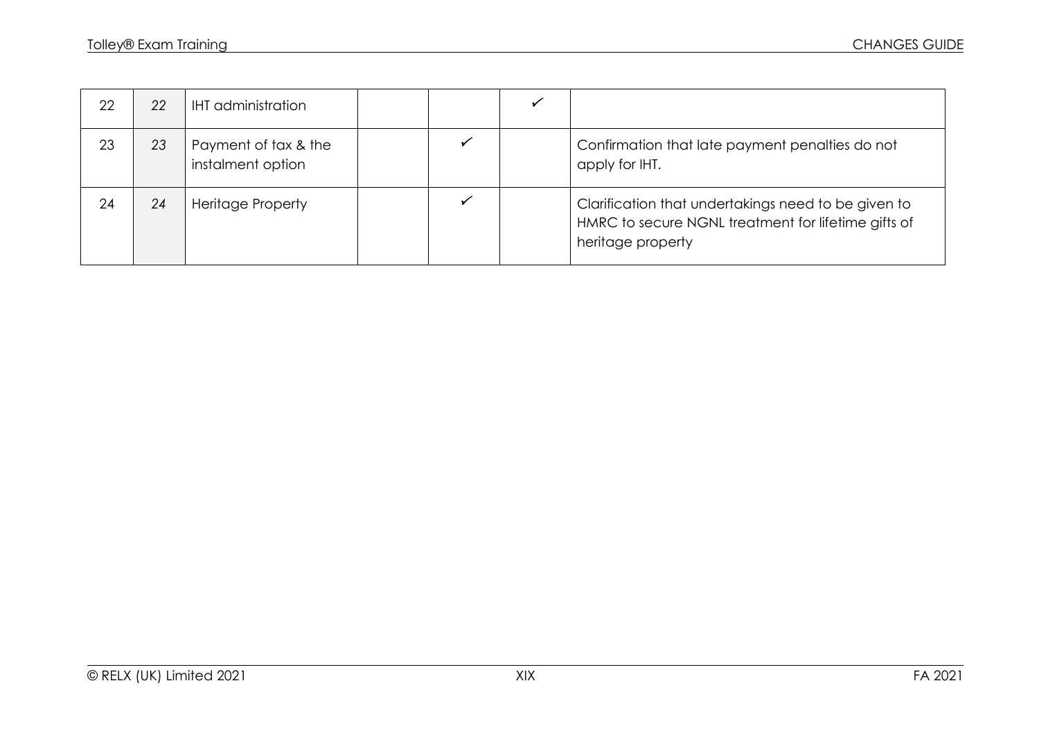| | | | | | | |
|---|---|---|---|---|---|---|
| 22 | 22 | IHT administration | | | ✓ | |
| 23 | 23 | Payment of tax & the instalment option | | ✓ | | Confirmation that late payment penalties do not apply for IHT. |
| 24 | 24 | Heritage Property | | ✓ | | Clarification that undertakings need to be given to HMRC to secure NGNL treatment for lifetime gifts of heritage property |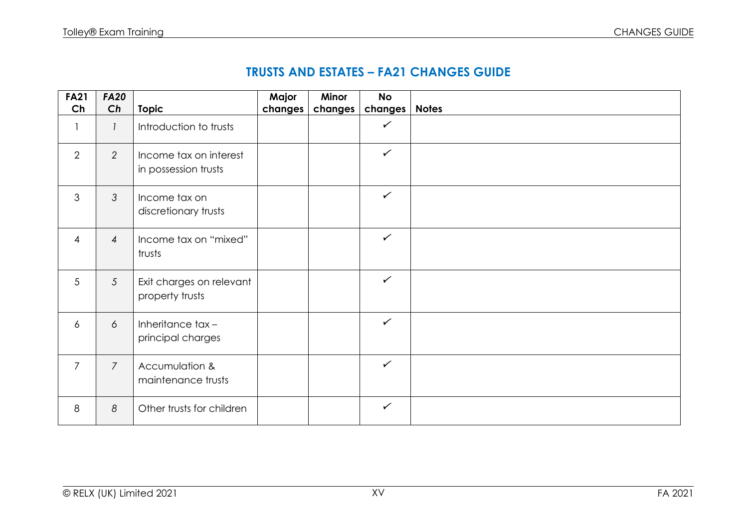## TRUSTS AND ESTATES – FA21 CHANGES GUIDE

| FA21 Ch | *FA20 Ch* | Topic | Major changes | Minor changes | No changes | Notes |
|---|---|---|---|---|---|---|
| 1 | *1* | Introduction to trusts | | | ✓ | |
| 2 | *2* | Income tax on interest in possession trusts | | | ✓ | |
| 3 | *3* | Income tax on discretionary trusts | | | ✓ | |
| 4 | *4* | Income tax on "mixed" trusts | | | ✓ | |
| 5 | *5* | Exit charges on relevant property trusts | | | ✓ | |
| 6 | *6* | Inheritance tax – principal charges | | | ✓ | |
| 7 | *7* | Accumulation & maintenance trusts | | | ✓ | |
| 8 | *8* | Other trusts for children | | | ✓ | |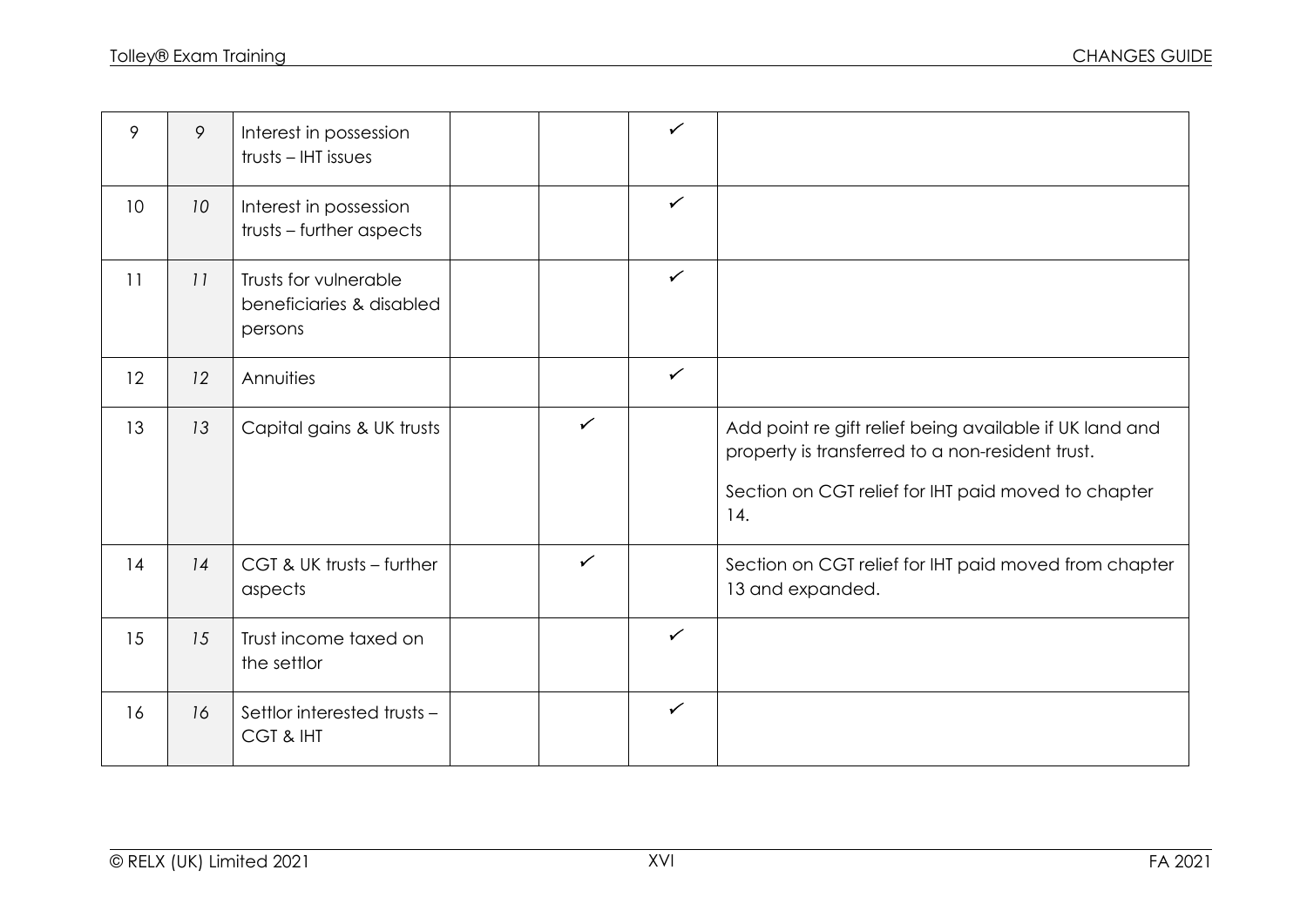| | | | | | | |
|---|---|---|---|---|---|---|
| 9 | *9* | Interest in possession trusts – IHT issues | | | ✓ | |
| 10 | *10* | Interest in possession trusts – further aspects | | | ✓ | |
| 11 | *11* | Trusts for vulnerable beneficiaries & disabled persons | | | ✓ | |
| 12 | *12* | Annuities | | | ✓ | |
| 13 | *13* | Capital gains & UK trusts | | ✓ | | Add point re gift relief being available if UK land and property is transferred to a non-resident trust.<br><br>Section on CGT relief for IHT paid moved to chapter 14. |
| 14 | *14* | CGT & UK trusts – further aspects | | ✓ | | Section on CGT relief for IHT paid moved from chapter 13 and expanded. |
| 15 | *15* | Trust income taxed on the settlor | | | ✓ | |
| 16 | *16* | Settlor interested trusts – CGT & IHT | | | ✓ | |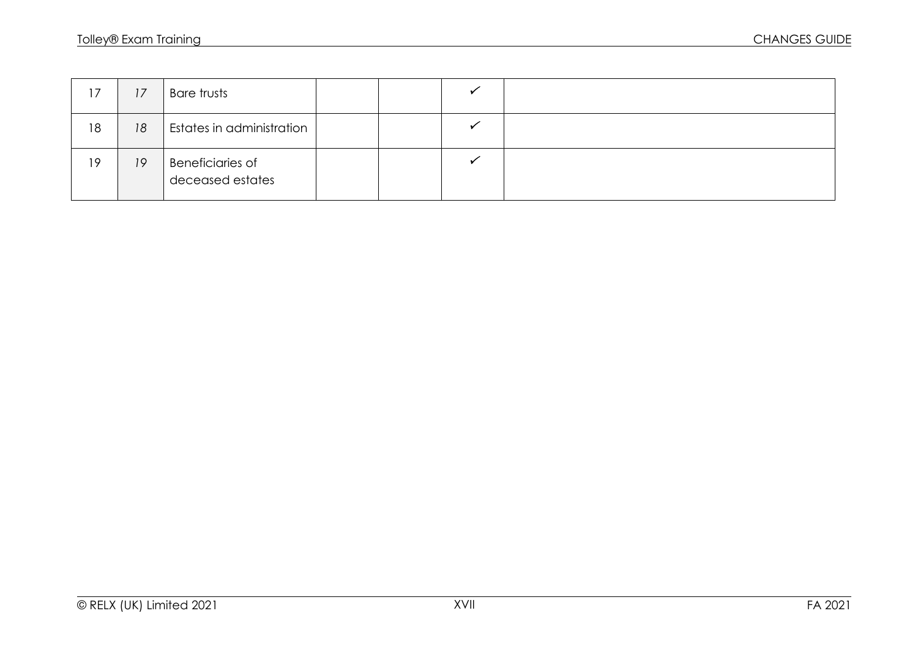| | | | | | | |
|---|---|---|---|---|---|---|
| 17 | *17* | Bare trusts | | | ✓ | |
| 18 | *18* | Estates in administration | | | ✓ | |
| 19 | *19* | Beneficiaries of deceased estates | | | ✓ | |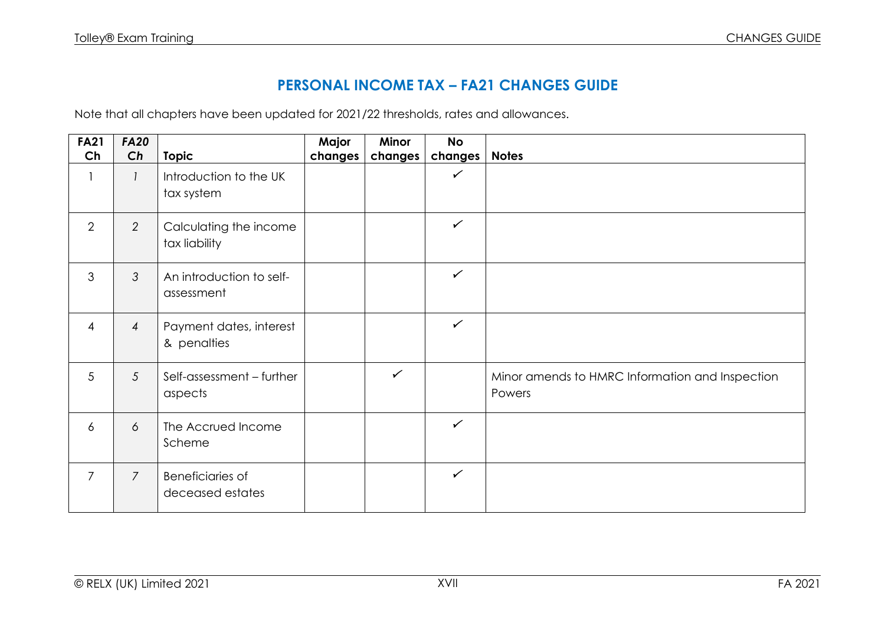# PERSONAL INCOME TAX – FA21 CHANGES GUIDE

Note that all chapters have been updated for 2021/22 thresholds, rates and allowances.

| FA21 Ch | *FA20 Ch* | Topic | Major changes | Minor changes | No changes | Notes |
|---|---|---|---|---|---|---|
| 1 | *1* | Introduction to the UK tax system | | | ✓ | |
| 2 | *2* | Calculating the income tax liability | | | ✓ | |
| 3 | *3* | An introduction to self-assessment | | | ✓ | |
| 4 | *4* | Payment dates, interest & penalties | | | ✓ | |
| 5 | *5* | Self-assessment – further aspects | | ✓ | | Minor amends to HMRC Information and Inspection Powers |
| 6 | *6* | The Accrued Income Scheme | | | ✓ | |
| 7 | *7* | Beneficiaries of deceased estates | | | ✓ | |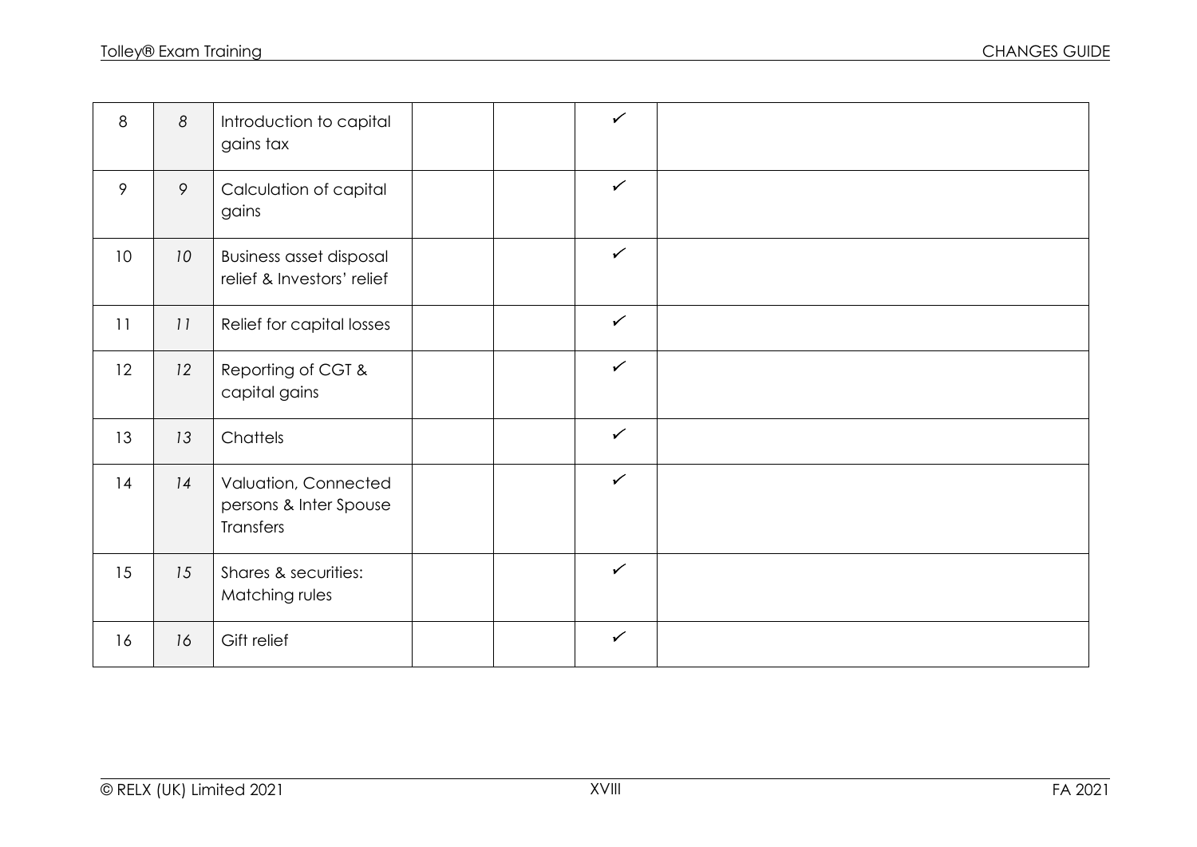| | | | | | | |
|---|---|---|---|---|---|---|
| 8 | *8* | Introduction to capital gains tax | | | ✓ | |
| 9 | *9* | Calculation of capital gains | | | ✓ | |
| 10 | *10* | Business asset disposal relief & Investors' relief | | | ✓ | |
| 11 | *11* | Relief for capital losses | | | ✓ | |
| 12 | *12* | Reporting of CGT & capital gains | | | ✓ | |
| 13 | *13* | Chattels | | | ✓ | |
| 14 | *14* | Valuation, Connected persons & Inter Spouse Transfers | | | ✓ | |
| 15 | *15* | Shares & securities: Matching rules | | | ✓ | |
| 16 | *16* | Gift relief | | | ✓ | |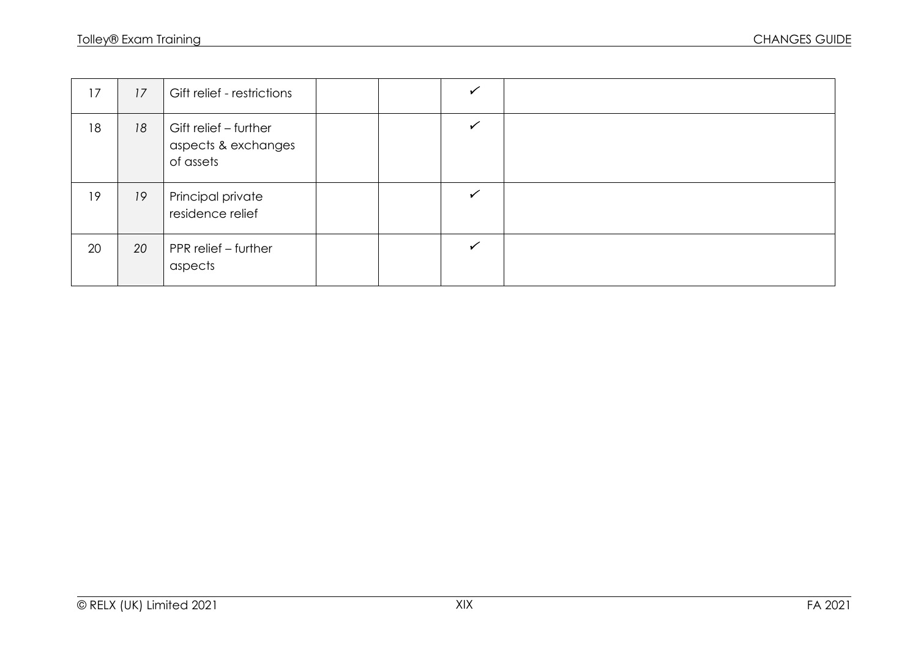| | | | | | | |
|---|---|---|---|---|---|---|
| 17 | *17* | Gift relief - restrictions | | | ✓ | |
| 18 | *18* | Gift relief – further aspects & exchanges of assets | | | ✓ | |
| 19 | *19* | Principal private residence relief | | | ✓ | |
| 20 | *20* | PPR relief – further aspects | | | ✓ | |